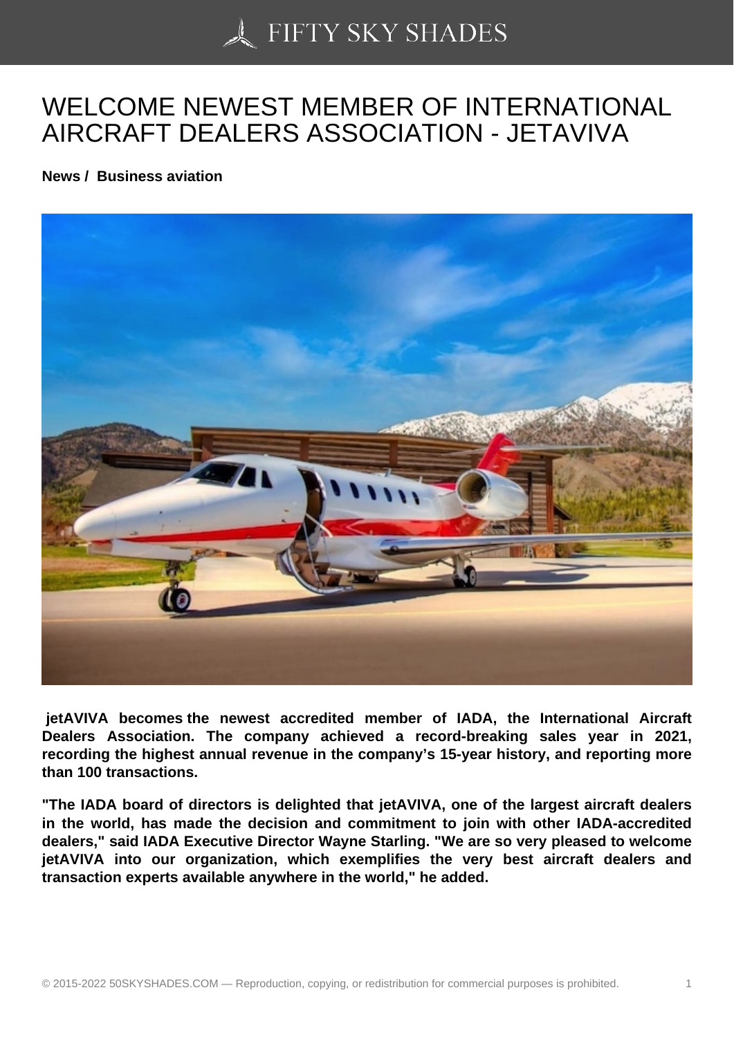# WELCOME NEWEST MEMBER OF INTERNATIONAL AIRCRAFT DEALERS ASSOCIATION - JETAVIVA

**News / Business aviation**

**jetAVIVA becomes the newest accredited member of IADA, the International Aircraft Dealers Association. The company achieved a record-breaking sales year in 2021, recording the highest annual revenue in the company's 15-year history, and reporting more than 100 transactions.**

**"The IADA board of directors is delighted that jetAVIVA, one of the largest aircraft dealers in the world, has made the decision and commitment to join with other IADA-accredited dealers," said IADA Executive Director Wayne Starling. "We are so very pleased to welcome jetAVIVA into our organization, which exemplifies the very best aircraft dealers and transaction experts available anywhere in the world," he added.**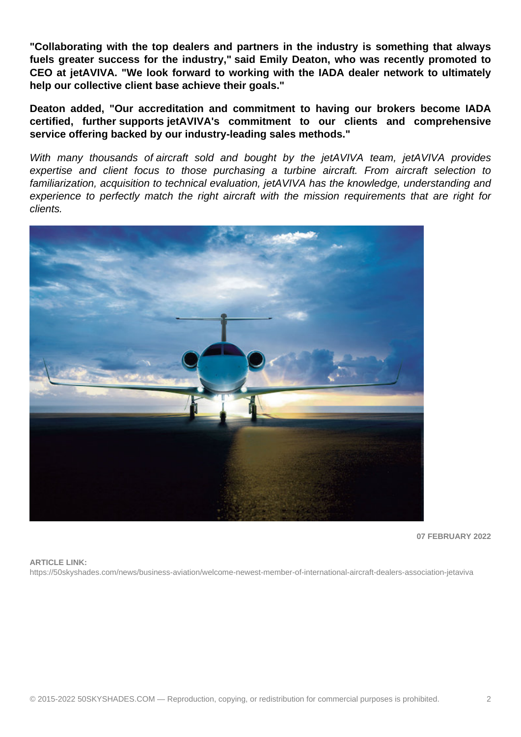**"Collaborating with the top dealers and partners in the industry is something that always fuels greater success for the industry," said Emily Deaton, who was recently promoted to CEO at jetAVIVA. "We look forward to working with the IADA dealer network to ultimately help our collective client base achieve their goals."**

**Deaton added, "Our accreditation and commitment to having our brokers become IADA certified, further supports jetAVIVA's commitment to our clients and comprehensive service offering backed by our industry-leading sales methods."**

*With many thousands of aircraft sold and bought by the jetAVIVA team, jetAVIVA provides expertise and client focus to those purchasing a turbine aircraft. From aircraft selection to familiarization, acquisition to technical evaluation, jetAVIVA has the knowledge, understanding and experience to perfectly match the right aircraft with the mission requirements that are right for clients.*

**07 FEBRUARY 2022**

**ARTICLE LINK:**
https://50skyshades.com/news/business-aviation/welcome-newest-member-of-international-aircraft-dealers-association-jetaviva